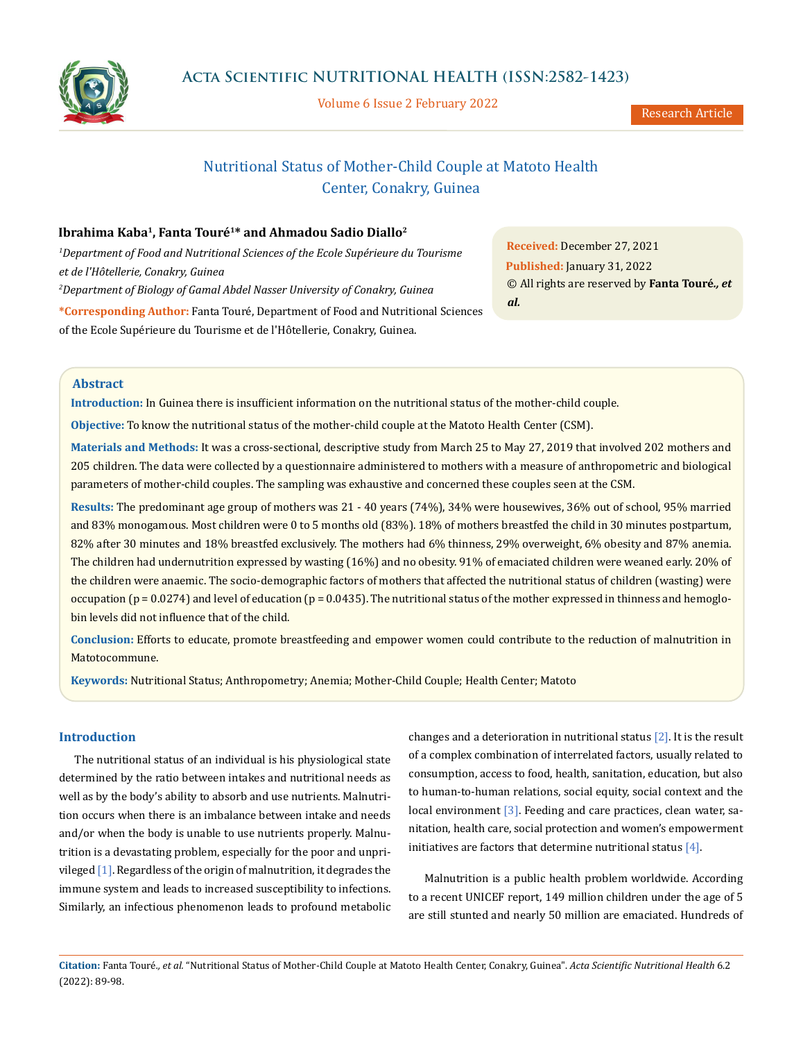# Nutritional Status of Mother-Child Couple at Matoto Health Center, Conakry, Guinea

**Ibrahima Kaba[1], Fanta Touré[1]* and Ahmadou Sadio Diallo[2]**

*[1]Department of Food and Nutritional Sciences of the Ecole Supérieure du Tourisme et de l'Hôtellerie, Conakry, Guinea*

*[2]Department of Biology of Gamal Abdel Nasser University of Conakry, Guinea*

**\*Corresponding Author:** Fanta Touré, Department of Food and Nutritional Sciences of the Ecole Supérieure du Tourisme et de l'Hôtellerie, Conakry, Guinea.

**Received:** December 27, 2021
**Published:** January 31, 2022
© All rights are reserved by **Fanta Touré*., et al.***

## Abstract

**Introduction:** In Guinea there is insufficient information on the nutritional status of the mother-child couple.

**Objective:** To know the nutritional status of the mother-child couple at the Matoto Health Center (CSM).

**Materials and Methods:** It was a cross-sectional, descriptive study from March 25 to May 27, 2019 that involved 202 mothers and 205 children. The data were collected by a questionnaire administered to mothers with a measure of anthropometric and biological parameters of mother-child couples. The sampling was exhaustive and concerned these couples seen at the CSM.

**Results:** The predominant age group of mothers was 21 - 40 years (74%), 34% were housewives, 36% out of school, 95% married and 83% monogamous. Most children were 0 to 5 months old (83%). 18% of mothers breastfed the child in 30 minutes postpartum, 82% after 30 minutes and 18% breastfed exclusively. The mothers had 6% thinness, 29% overweight, 6% obesity and 87% anemia. The children had undernutrition expressed by wasting (16%) and no obesity. 91% of emaciated children were weaned early. 20% of the children were anaemic. The socio-demographic factors of mothers that affected the nutritional status of children (wasting) were occupation (p = 0.0274) and level of education (p = 0.0435). The nutritional status of the mother expressed in thinness and hemoglobin levels did not influence that of the child.

**Conclusion:** Efforts to educate, promote breastfeeding and empower women could contribute to the reduction of malnutrition in Matotocommune.

**Keywords:** Nutritional Status; Anthropometry; Anemia; Mother-Child Couple; Health Center; Matoto

## Introduction

The nutritional status of an individual is his physiological state determined by the ratio between intakes and nutritional needs as well as by the body's ability to absorb and use nutrients. Malnutrition occurs when there is an imbalance between intake and needs and/or when the body is unable to use nutrients properly. Malnutrition is a devastating problem, especially for the poor and unprivileged [1]. Regardless of the origin of malnutrition, it degrades the immune system and leads to increased susceptibility to infections. Similarly, an infectious phenomenon leads to profound metabolic changes and a deterioration in nutritional status [2]. It is the result of a complex combination of interrelated factors, usually related to consumption, access to food, health, sanitation, education, but also to human-to-human relations, social equity, social context and the local environment [3]. Feeding and care practices, clean water, sanitation, health care, social protection and women's empowerment initiatives are factors that determine nutritional status [4].

Malnutrition is a public health problem worldwide. According to a recent UNICEF report, 149 million children under the age of 5 are still stunted and nearly 50 million are emaciated. Hundreds of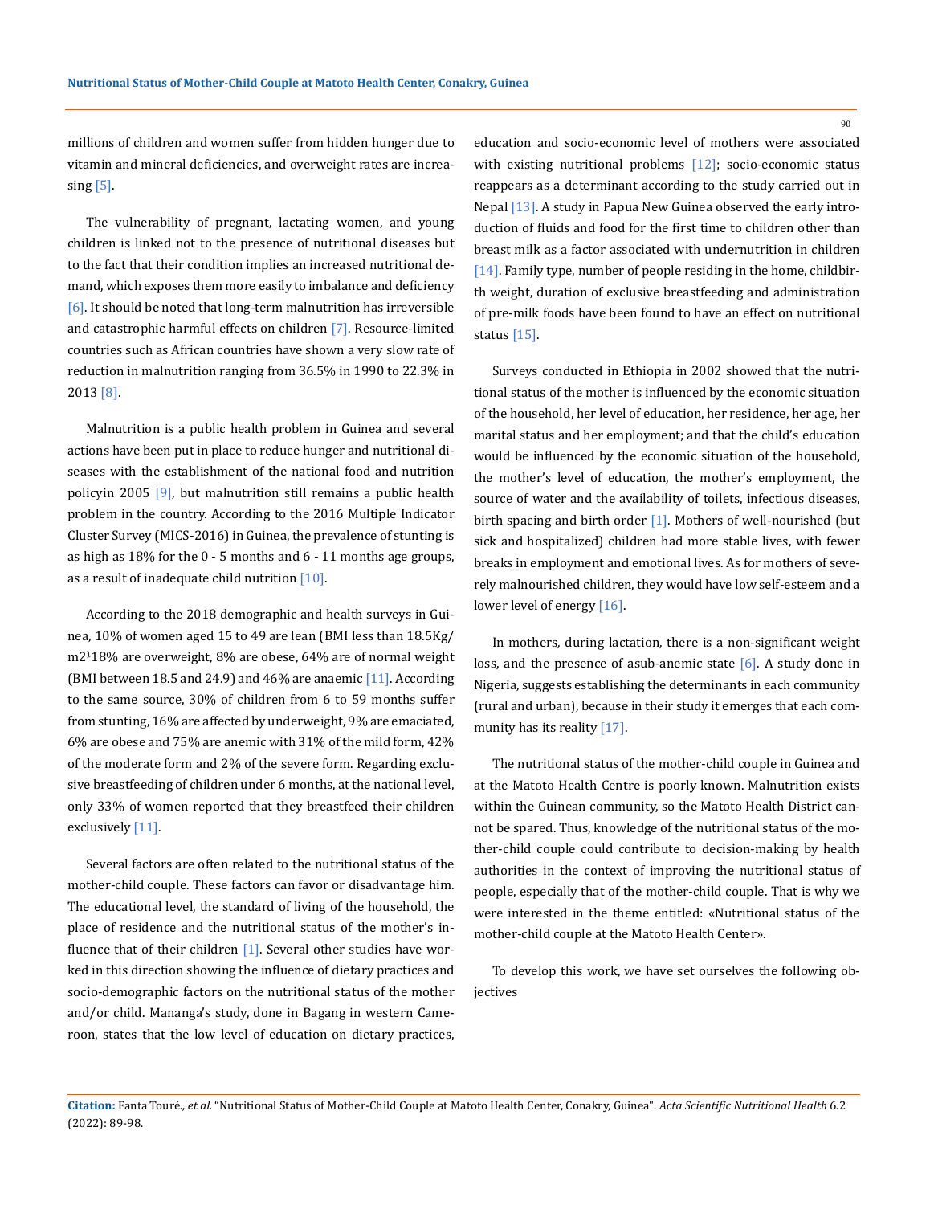millions of children and women suffer from hidden hunger due to vitamin and mineral deficiencies, and overweight rates are increasing [5].

The vulnerability of pregnant, lactating women, and young children is linked not to the presence of nutritional diseases but to the fact that their condition implies an increased nutritional demand, which exposes them more easily to imbalance and deficiency [6]. It should be noted that long-term malnutrition has irreversible and catastrophic harmful effects on children [7]. Resource-limited countries such as African countries have shown a very slow rate of reduction in malnutrition ranging from 36.5% in 1990 to 22.3% in 2013 [8].

Malnutrition is a public health problem in Guinea and several actions have been put in place to reduce hunger and nutritional diseases with the establishment of the national food and nutrition policyin 2005 [9], but malnutrition still remains a public health problem in the country. According to the 2016 Multiple Indicator Cluster Survey (MICS-2016) in Guinea, the prevalence of stunting is as high as 18% for the 0 - 5 months and 6 - 11 months age groups, as a result of inadequate child nutrition [10].

According to the 2018 demographic and health surveys in Guinea, 10% of women aged 15 to 49 are lean (BMI less than 18.5Kg/m2[1]18% are overweight, 8% are obese, 64% are of normal weight (BMI between 18.5 and 24.9) and 46% are anaemic [11]. According to the same source, 30% of children from 6 to 59 months suffer from stunting, 16% are affected by underweight, 9% are emaciated, 6% are obese and 75% are anemic with 31% of the mild form, 42% of the moderate form and 2% of the severe form. Regarding exclusive breastfeeding of children under 6 months, at the national level, only 33% of women reported that they breastfeed their children exclusively [11].

Several factors are often related to the nutritional status of the mother-child couple. These factors can favor or disadvantage him. The educational level, the standard of living of the household, the place of residence and the nutritional status of the mother's influence that of their children [1]. Several other studies have worked in this direction showing the influence of dietary practices and socio-demographic factors on the nutritional status of the mother and/or child. Mananga's study, done in Bagang in western Cameroon, states that the low level of education on dietary practices, education and socio-economic level of mothers were associated with existing nutritional problems [12]; socio-economic status reappears as a determinant according to the study carried out in Nepal [13]. A study in Papua New Guinea observed the early introduction of fluids and food for the first time to children other than breast milk as a factor associated with undernutrition in children [14]. Family type, number of people residing in the home, childbirth weight, duration of exclusive breastfeeding and administration of pre-milk foods have been found to have an effect on nutritional status [15].

Surveys conducted in Ethiopia in 2002 showed that the nutritional status of the mother is influenced by the economic situation of the household, her level of education, her residence, her age, her marital status and her employment; and that the child's education would be influenced by the economic situation of the household, the mother's level of education, the mother's employment, the source of water and the availability of toilets, infectious diseases, birth spacing and birth order [1]. Mothers of well-nourished (but sick and hospitalized) children had more stable lives, with fewer breaks in employment and emotional lives. As for mothers of severely malnourished children, they would have low self-esteem and a lower level of energy [16].

In mothers, during lactation, there is a non-significant weight loss, and the presence of asub-anemic state [6]. A study done in Nigeria, suggests establishing the determinants in each community (rural and urban), because in their study it emerges that each community has its reality [17].

The nutritional status of the mother-child couple in Guinea and at the Matoto Health Centre is poorly known. Malnutrition exists within the Guinean community, so the Matoto Health District cannot be spared. Thus, knowledge of the nutritional status of the mother-child couple could contribute to decision-making by health authorities in the context of improving the nutritional status of people, especially that of the mother-child couple. That is why we were interested in the theme entitled: «Nutritional status of the mother-child couple at the Matoto Health Center».

To develop this work, we have set ourselves the following objectives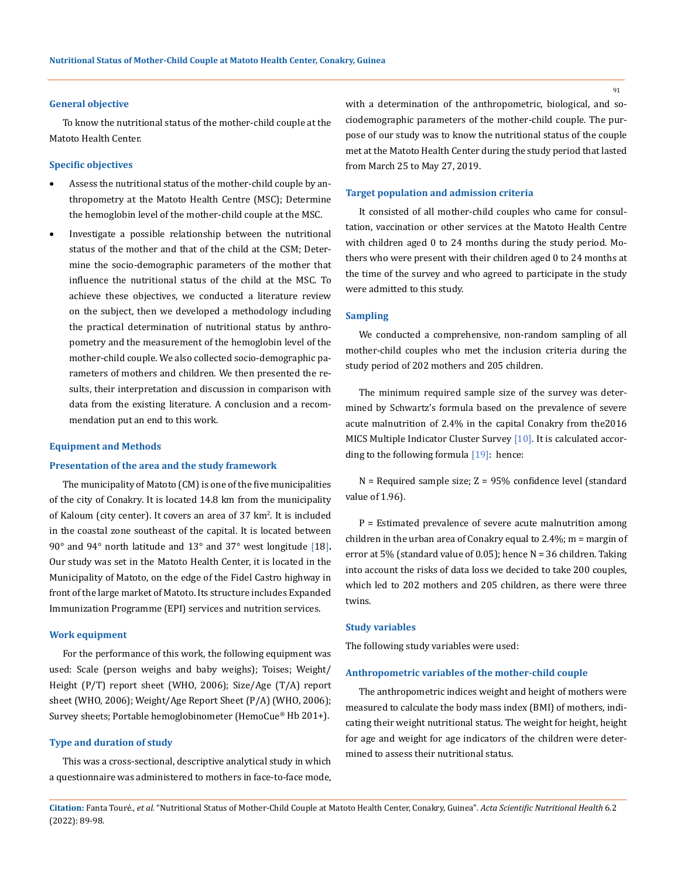### General objective

To know the nutritional status of the mother-child couple at the Matoto Health Center.

### Specific objectives

- Assess the nutritional status of the mother-child couple by anthropometry at the Matoto Health Centre (MSC); Determine the hemoglobin level of the mother-child couple at the MSC.
- Investigate a possible relationship between the nutritional status of the mother and that of the child at the CSM; Determine the socio-demographic parameters of the mother that influence the nutritional status of the child at the MSC. To achieve these objectives, we conducted a literature review on the subject, then we developed a methodology including the practical determination of nutritional status by anthropometry and the measurement of the hemoglobin level of the mother-child couple. We also collected socio-demographic parameters of mothers and children. We then presented the results, their interpretation and discussion in comparison with data from the existing literature. A conclusion and a recommendation put an end to this work.

## Equipment and Methods

### Presentation of the area and the study framework

The municipality of Matoto (CM) is one of the five municipalities of the city of Conakry. It is located 14.8 km from the municipality of Kaloum (city center). It covers an area of 37 km$^2$. It is included in the coastal zone southeast of the capital. It is located between 90° and 94° north latitude and 13° and 37° west longitude [18]. Our study was set in the Matoto Health Center, it is located in the Municipality of Matoto, on the edge of the Fidel Castro highway in front of the large market of Matoto. Its structure includes Expanded Immunization Programme (EPI) services and nutrition services.

### Work equipment

For the performance of this work, the following equipment was used: Scale (person weighs and baby weighs); Toises; Weight/Height (P/T) report sheet (WHO, 2006); Size/Age (T/A) report sheet (WHO, 2006); Weight/Age Report Sheet (P/A) (WHO, 2006); Survey sheets; Portable hemoglobinometer (HemoCue® Hb 201+).

### Type and duration of study

This was a cross-sectional, descriptive analytical study in which a questionnaire was administered to mothers in face-to-face mode, with a determination of the anthropometric, biological, and sociodemographic parameters of the mother-child couple. The purpose of our study was to know the nutritional status of the couple met at the Matoto Health Center during the study period that lasted from March 25 to May 27, 2019.

### Target population and admission criteria

It consisted of all mother-child couples who came for consultation, vaccination or other services at the Matoto Health Centre with children aged 0 to 24 months during the study period. Mothers who were present with their children aged 0 to 24 months at the time of the survey and who agreed to participate in the study were admitted to this study.

### Sampling

We conducted a comprehensive, non-random sampling of all mother-child couples who met the inclusion criteria during the study period of 202 mothers and 205 children.

The minimum required sample size of the survey was determined by Schwartz's formula based on the prevalence of severe acute malnutrition of 2.4% in the capital Conakry from the2016 MICS Multiple Indicator Cluster Survey [10]. It is calculated according to the following formula [19]: hence:

N = Required sample size; Z = 95% confidence level (standard value of 1.96).

P = Estimated prevalence of severe acute malnutrition among children in the urban area of Conakry equal to 2.4%; m = margin of error at 5% (standard value of 0.05); hence N = 36 children. Taking into account the risks of data loss we decided to take 200 couples, which led to 202 mothers and 205 children, as there were three twins.

### Study variables

The following study variables were used:

### Anthropometric variables of the mother-child couple

The anthropometric indices weight and height of mothers were measured to calculate the body mass index (BMI) of mothers, indicating their weight nutritional status. The weight for height, height for age and weight for age indicators of the children were determined to assess their nutritional status.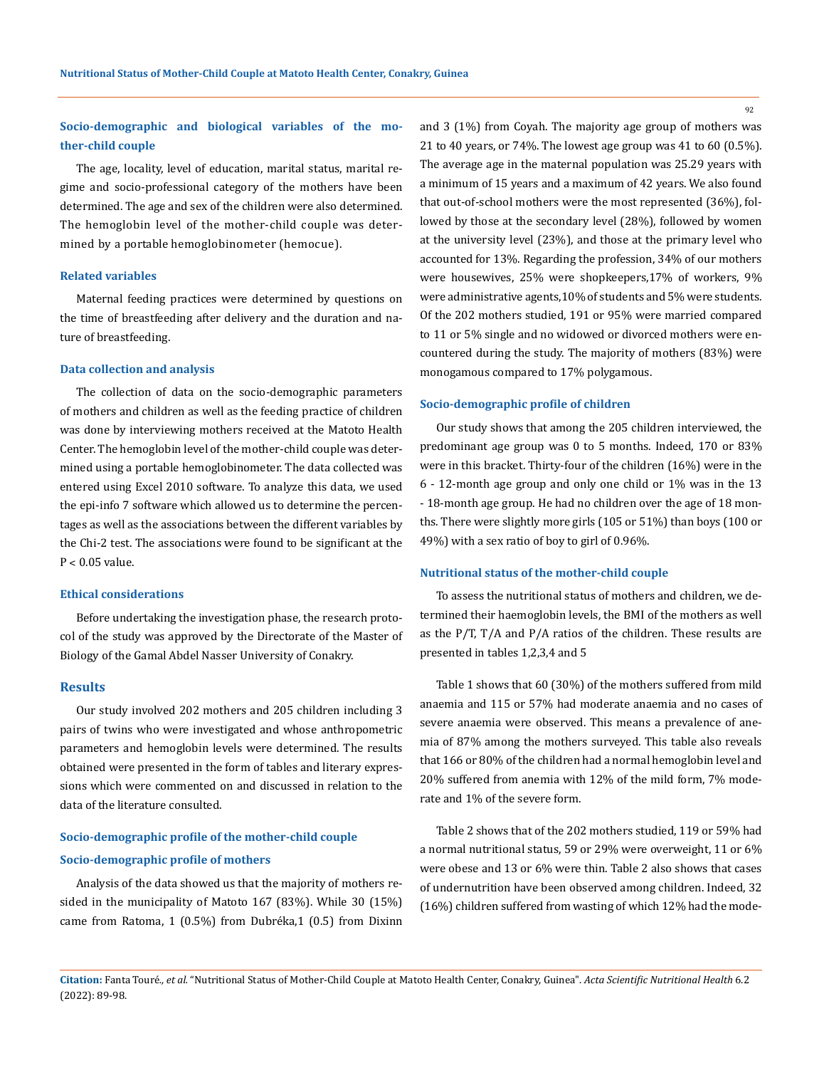### Socio-demographic and biological variables of the mother-child couple

The age, locality, level of education, marital status, marital regime and socio-professional category of the mothers have been determined. The age and sex of the children were also determined. The hemoglobin level of the mother-child couple was determined by a portable hemoglobinometer (hemocue).

### Related variables

Maternal feeding practices were determined by questions on the time of breastfeeding after delivery and the duration and nature of breastfeeding.

### Data collection and analysis

The collection of data on the socio-demographic parameters of mothers and children as well as the feeding practice of children was done by interviewing mothers received at the Matoto Health Center. The hemoglobin level of the mother-child couple was determined using a portable hemoglobinometer. The data collected was entered using Excel 2010 software. To analyze this data, we used the epi-info 7 software which allowed us to determine the percentages as well as the associations between the different variables by the Chi-2 test. The associations were found to be significant at the $P < 0.05$ value.

### Ethical considerations

Before undertaking the investigation phase, the research protocol of the study was approved by the Directorate of the Master of Biology of the Gamal Abdel Nasser University of Conakry.

## Results

Our study involved 202 mothers and 205 children including 3 pairs of twins who were investigated and whose anthropometric parameters and hemoglobin levels were determined. The results obtained were presented in the form of tables and literary expressions which were commented on and discussed in relation to the data of the literature consulted.

### Socio-demographic profile of the mother-child couple

### Socio-demographic profile of mothers

Analysis of the data showed us that the majority of mothers resided in the municipality of Matoto 167 (83%). While 30 (15%) came from Ratoma, 1 (0.5%) from Dubréka,1 (0.5) from Dixinn and 3 (1%) from Coyah. The majority age group of mothers was 21 to 40 years, or 74%. The lowest age group was 41 to 60 (0.5%). The average age in the maternal population was 25.29 years with a minimum of 15 years and a maximum of 42 years. We also found that out-of-school mothers were the most represented (36%), followed by those at the secondary level (28%), followed by women at the university level (23%), and those at the primary level who accounted for 13%. Regarding the profession, 34% of our mothers were housewives, 25% were shopkeepers,17% of workers, 9% were administrative agents,10% of students and 5% were students. Of the 202 mothers studied, 191 or 95% were married compared to 11 or 5% single and no widowed or divorced mothers were encountered during the study. The majority of mothers (83%) were monogamous compared to 17% polygamous.

### Socio-demographic profile of children

Our study shows that among the 205 children interviewed, the predominant age group was 0 to 5 months. Indeed, 170 or 83% were in this bracket. Thirty-four of the children (16%) were in the 6 - 12-month age group and only one child or 1% was in the 13 - 18-month age group. He had no children over the age of 18 months. There were slightly more girls (105 or 51%) than boys (100 or 49%) with a sex ratio of boy to girl of 0.96%.

### Nutritional status of the mother-child couple

To assess the nutritional status of mothers and children, we determined their haemoglobin levels, the BMI of the mothers as well as the P/T, T/A and P/A ratios of the children. These results are presented in tables 1,2,3,4 and 5

Table 1 shows that 60 (30%) of the mothers suffered from mild anaemia and 115 or 57% had moderate anaemia and no cases of severe anaemia were observed. This means a prevalence of anemia of 87% among the mothers surveyed. This table also reveals that 166 or 80% of the children had a normal hemoglobin level and 20% suffered from anemia with 12% of the mild form, 7% moderate and 1% of the severe form.

Table 2 shows that of the 202 mothers studied, 119 or 59% had a normal nutritional status, 59 or 29% were overweight, 11 or 6% were obese and 13 or 6% were thin. Table 2 also shows that cases of undernutrition have been observed among children. Indeed, 32 (16%) children suffered from wasting of which 12% had the mode-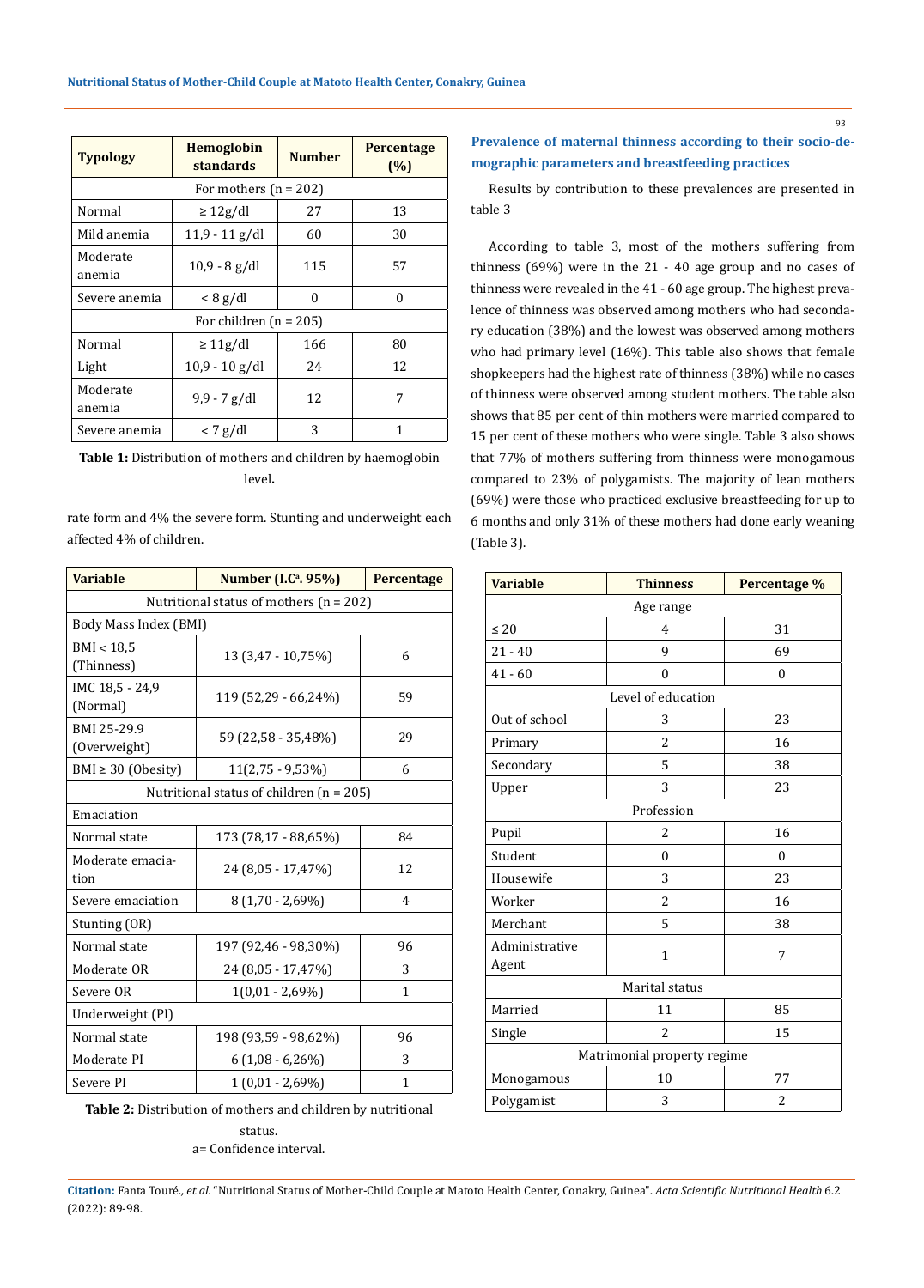| Typology | Hemoglobin standards | Number | Percentage (%) |
|---|---|---|---|
| For mothers (n = 202) | | | |
| Normal | ≥ 12g/dl | 27 | 13 |
| Mild anemia | 11,9 - 11 g/dl | 60 | 30 |
| Moderate anemia | 10,9 - 8 g/dl | 115 | 57 |
| Severe anemia | < 8 g/dl | 0 | 0 |
| For children (n = 205) | | | |
| Normal | ≥ 11g/dl | 166 | 80 |
| Light | 10,9 - 10 g/dl | 24 | 12 |
| Moderate anemia | 9,9 - 7 g/dl | 12 | 7 |
| Severe anemia | < 7 g/dl | 3 | 1 |

**Table 1:** Distribution of mothers and children by haemoglobin level**.**

rate form and 4% the severe form. Stunting and underweight each affected 4% of children.

| Variable | Number (I.C[a]. 95%) | Percentage |
|---|---|---|
| Nutritional status of mothers (n = 202) | | |
| Body Mass Index (BMI) | | |
| BMI < 18,5 (Thinness) | 13 (3,47 - 10,75%) | 6 |
| IMC 18,5 - 24,9 (Normal) | 119 (52,29 - 66,24%) | 59 |
| BMI 25-29.9 (Overweight) | 59 (22,58 - 35,48%) | 29 |
| BMI ≥ 30 (Obesity) | 11(2,75 - 9,53%) | 6 |
| Nutritional status of children (n = 205) | | |
| Emaciation | | |
| Normal state | 173 (78,17 - 88,65%) | 84 |
| Moderate emaciation | 24 (8,05 - 17,47%) | 12 |
| Severe emaciation | 8 (1,70 - 2,69%) | 4 |
| Stunting (OR) | | |
| Normal state | 197 (92,46 - 98,30%) | 96 |
| Moderate OR | 24 (8,05 - 17,47%) | 3 |
| Severe OR | 1(0,01 - 2,69%) | 1 |
| Underweight (PI) | | |
| Normal state | 198 (93,59 - 98,62%) | 96 |
| Moderate PI | 6 (1,08 - 6,26%) | 3 |
| Severe PI | 1 (0,01 - 2,69%) | 1 |

**Table 2:** Distribution of mothers and children by nutritional status.

a= Confidence interval.

### Prevalence of maternal thinness according to their socio-demographic parameters and breastfeeding practices

Results by contribution to these prevalences are presented in table 3

According to table 3, most of the mothers suffering from thinness (69%) were in the 21 - 40 age group and no cases of thinness were revealed in the 41 - 60 age group. The highest prevalence of thinness was observed among mothers who had secondary education (38%) and the lowest was observed among mothers who had primary level (16%). This table also shows that female shopkeepers had the highest rate of thinness (38%) while no cases of thinness were observed among student mothers. The table also shows that 85 per cent of thin mothers were married compared to 15 per cent of these mothers who were single. Table 3 also shows that 77% of mothers suffering from thinness were monogamous compared to 23% of polygamists. The majority of lean mothers (69%) were those who practiced exclusive breastfeeding for up to 6 months and only 31% of these mothers had done early weaning (Table 3).

| Variable | Thinness | Percentage % |
|---|---|---|
| Age range | | |
| ≤ 20 | 4 | 31 |
| 21 - 40 | 9 | 69 |
| 41 - 60 | 0 | 0 |
| Level of education | | |
| Out of school | 3 | 23 |
| Primary | 2 | 16 |
| Secondary | 5 | 38 |
| Upper | 3 | 23 |
| Profession | | |
| Pupil | 2 | 16 |
| Student | 0 | 0 |
| Housewife | 3 | 23 |
| Worker | 2 | 16 |
| Merchant | 5 | 38 |
| Administrative Agent | 1 | 7 |
| Marital status | | |
| Married | 11 | 85 |
| Single | 2 | 15 |
| Matrimonial property regime | | |
| Monogamous | 10 | 77 |
| Polygamist | 3 | 2 |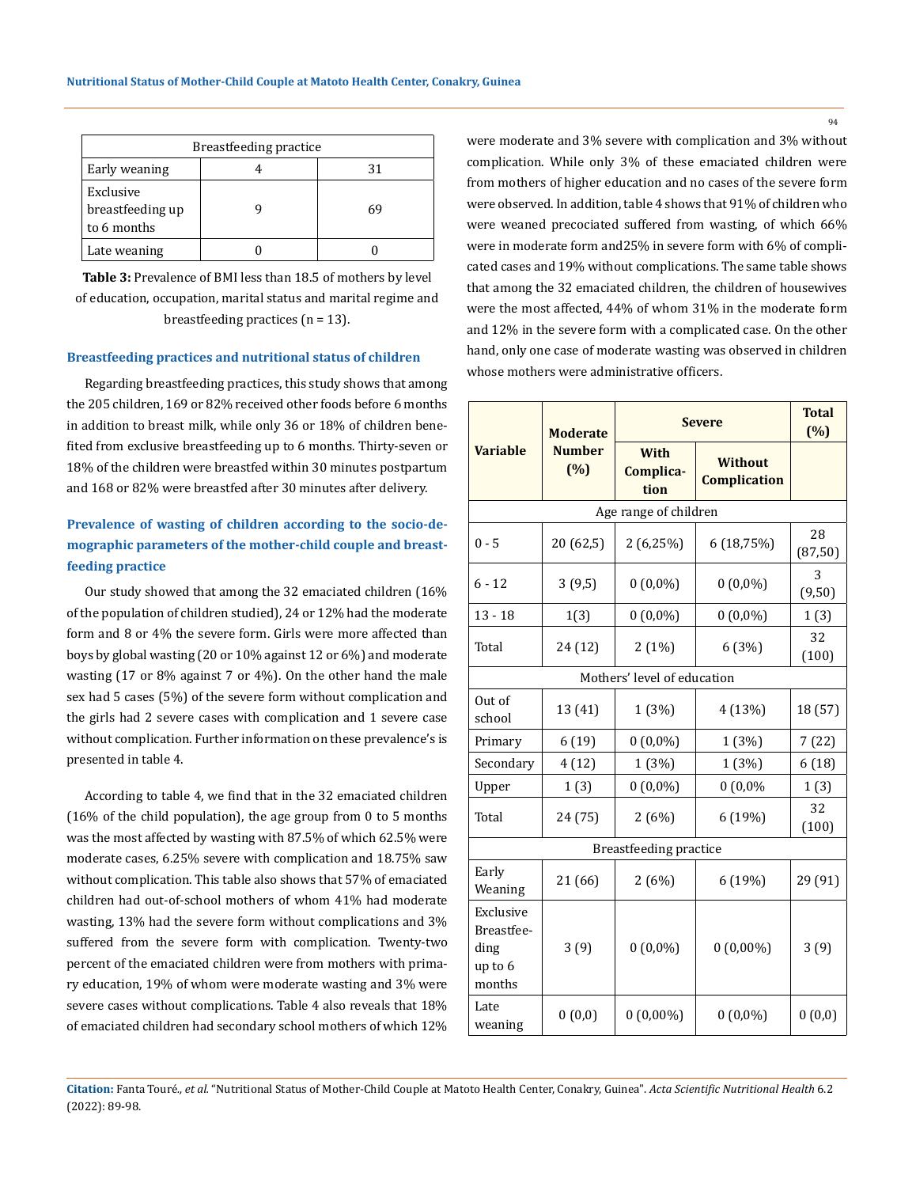| Breastfeeding practice | | |
|---|---|---|
| Early weaning | 4 | 31 |
| Exclusive breastfeeding up to 6 months | 9 | 69 |
| Late weaning | 0 | 0 |

**Table 3:** Prevalence of BMI less than 18.5 of mothers by level of education, occupation, marital status and marital regime and breastfeeding practices (n = 13).

### Breastfeeding practices and nutritional status of children

Regarding breastfeeding practices, this study shows that among the 205 children, 169 or 82% received other foods before 6 months in addition to breast milk, while only 36 or 18% of children benefited from exclusive breastfeeding up to 6 months. Thirty-seven or 18% of the children were breastfed within 30 minutes postpartum and 168 or 82% were breastfed after 30 minutes after delivery.

### Prevalence of wasting of children according to the socio-demographic parameters of the mother-child couple and breastfeeding practice

Our study showed that among the 32 emaciated children (16% of the population of children studied), 24 or 12% had the moderate form and 8 or 4% the severe form. Girls were more affected than boys by global wasting (20 or 10% against 12 or 6%) and moderate wasting (17 or 8% against 7 or 4%). On the other hand the male sex had 5 cases (5%) of the severe form without complication and the girls had 2 severe cases with complication and 1 severe case without complication. Further information on these prevalence's is presented in table 4.

According to table 4, we find that in the 32 emaciated children (16% of the child population), the age group from 0 to 5 months was the most affected by wasting with 87.5% of which 62.5% were moderate cases, 6.25% severe with complication and 18.75% saw without complication. This table also shows that 57% of emaciated children had out-of-school mothers of whom 41% had moderate wasting, 13% had the severe form without complications and 3% suffered from the severe form with complication. Twenty-two percent of the emaciated children were from mothers with primary education, 19% of whom were moderate wasting and 3% were severe cases without complications. Table 4 also reveals that 18% of emaciated children had secondary school mothers of which 12% were moderate and 3% severe with complication and 3% without complication. While only 3% of these emaciated children were from mothers of higher education and no cases of the severe form were observed. In addition, table 4 shows that 91% of children who were weaned precociated suffered from wasting, of which 66% were in moderate form and25% in severe form with 6% of complicated cases and 19% without complications. The same table shows that among the 32 emaciated children, the children of housewives were the most affected, 44% of whom 31% in the moderate form and 12% in the severe form with a complicated case. On the other hand, only one case of moderate wasting was observed in children whose mothers were administrative officers.

| Variable | Moderate Number (%) | Severe | | Total (%) |
|---|---|---|---|---|
| | | With Complication | Without Complication | |
| Age range of children | | | | |
| 0 - 5 | 20 (62,5) | 2 (6,25%) | 6 (18,75%) | 28 (87,50) |
| 6 - 12 | 3 (9,5) | 0 (0,0%) | 0 (0,0%) | 3 (9,50) |
| 13 - 18 | 1(3) | 0 (0,0%) | 0 (0,0%) | 1 (3) |
| Total | 24 (12) | 2 (1%) | 6 (3%) | 32 (100) |
| Mothers' level of education | | | | |
| Out of school | 13 (41) | 1 (3%) | 4 (13%) | 18 (57) |
| Primary | 6 (19) | 0 (0,0%) | 1 (3%) | 7 (22) |
| Secondary | 4 (12) | 1 (3%) | 1 (3%) | 6 (18) |
| Upper | 1 (3) | 0 (0,0%) | 0 (0,0% | 1 (3) |
| Total | 24 (75) | 2 (6%) | 6 (19%) | 32 (100) |
| Breastfeeding practice | | | | |
| Early Weaning | 21 (66) | 2 (6%) | 6 (19%) | 29 (91) |
| Exclusive Breastfeeding up to 6 months | 3 (9) | 0 (0,0%) | 0 (0,00%) | 3 (9) |
| Late weaning | 0 (0,0) | 0 (0,00%) | 0 (0,0%) | 0 (0,0) |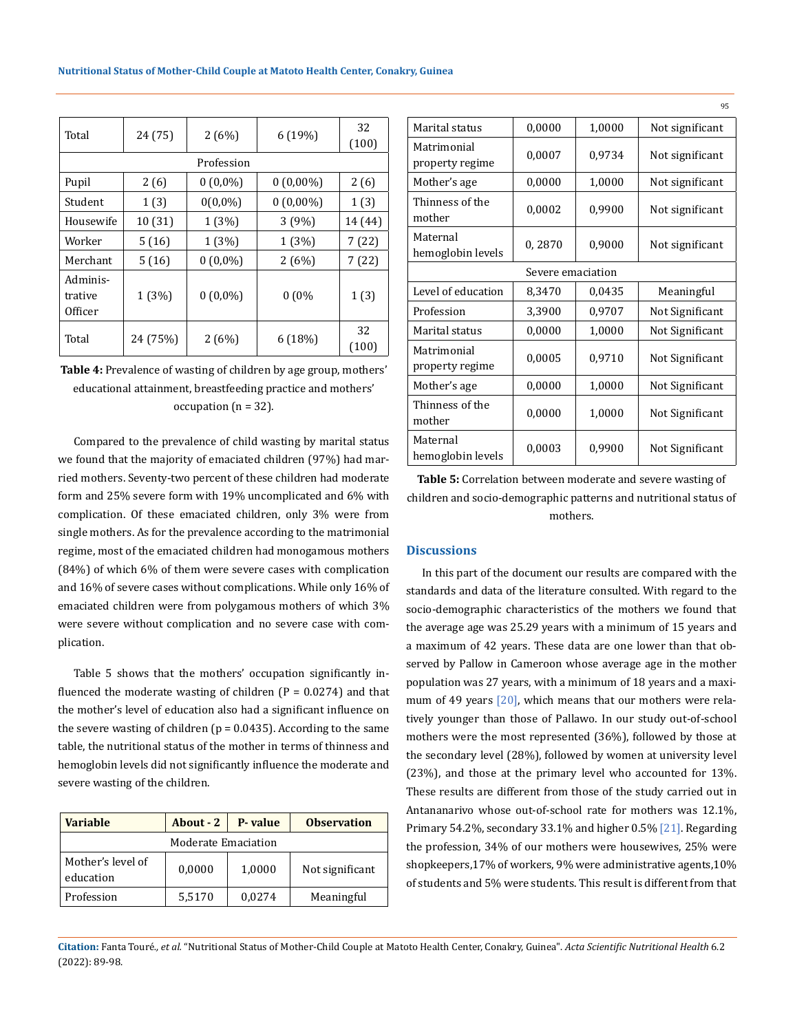| Total | 24 (75) | 2 (6%) | 6 (19%) | 32 (100) |
|---|---|---|---|---|
| Profession | | | | |
| Pupil | 2 (6) | 0 (0,0%) | 0 (0,00%) | 2 (6) |
| Student | 1 (3) | 0(0,0%) | 0 (0,00%) | 1 (3) |
| Housewife | 10 (31) | 1 (3%) | 3 (9%) | 14 (44) |
| Worker | 5 (16) | 1 (3%) | 1 (3%) | 7 (22) |
| Merchant | 5 (16) | 0 (0,0%) | 2 (6%) | 7 (22) |
| Adminis-trative Officer | 1 (3%) | 0 (0,0%) | 0 (0% | 1 (3) |
| Total | 24 (75%) | 2 (6%) | 6 (18%) | 32 (100) |

**Table 4:** Prevalence of wasting of children by age group, mothers' educational attainment, breastfeeding practice and mothers' occupation (n = 32).

Compared to the prevalence of child wasting by marital status we found that the majority of emaciated children (97%) had married mothers. Seventy-two percent of these children had moderate form and 25% severe form with 19% uncomplicated and 6% with complication. Of these emaciated children, only 3% were from single mothers. As for the prevalence according to the matrimonial regime, most of the emaciated children had monogamous mothers (84%) of which 6% of them were severe cases with complication and 16% of severe cases without complications. While only 16% of emaciated children were from polygamous mothers of which 3% were severe without complication and no severe case with complication.

Table 5 shows that the mothers' occupation significantly influenced the moderate wasting of children (P = 0.0274) and that the mother's level of education also had a significant influence on the severe wasting of children (p = 0.0435). According to the same table, the nutritional status of the mother in terms of thinness and hemoglobin levels did not significantly influence the moderate and severe wasting of the children.

| Variable | About - 2 | P- value | Observation |
|---|---|---|---|
| Moderate Emaciation | | | |
| Mother's level of education | 0,0000 | 1,0000 | Not significant |
| Profession | 5,5170 | 0,0274 | Meaningful |
| Marital status | 0,0000 | 1,0000 | Not significant |
| Matrimonial property regime | 0,0007 | 0,9734 | Not significant |
| Mother's age | 0,0000 | 1,0000 | Not significant |
| Thinness of the mother | 0,0002 | 0,9900 | Not significant |
| Maternal hemoglobin levels | 0, 2870 | 0,9000 | Not significant |
| Severe emaciation | | | |
| Level of education | 8,3470 | 0,0435 | Meaningful |
| Profession | 3,3900 | 0,9707 | Not Significant |
| Marital status | 0,0000 | 1,0000 | Not Significant |
| Matrimonial property regime | 0,0005 | 0,9710 | Not Significant |
| Mother's age | 0,0000 | 1,0000 | Not Significant |
| Thinness of the mother | 0,0000 | 1,0000 | Not Significant |
| Maternal hemoglobin levels | 0,0003 | 0,9900 | Not Significant |

**Table 5:** Correlation between moderate and severe wasting of children and socio-demographic patterns and nutritional status of mothers.

## Discussions

In this part of the document our results are compared with the standards and data of the literature consulted. With regard to the socio-demographic characteristics of the mothers we found that the average age was 25.29 years with a minimum of 15 years and a maximum of 42 years. These data are one lower than that observed by Pallow in Cameroon whose average age in the mother population was 27 years, with a minimum of 18 years and a maximum of 49 years [20], which means that our mothers were relatively younger than those of Pallawo. In our study out-of-school mothers were the most represented (36%), followed by those at the secondary level (28%), followed by women at university level (23%), and those at the primary level who accounted for 13%. These results are different from those of the study carried out in Antananarivo whose out-of-school rate for mothers was 12.1%, Primary 54.2%, secondary 33.1% and higher 0.5% [21]. Regarding the profession, 34% of our mothers were housewives, 25% were shopkeepers,17% of workers, 9% were administrative agents,10% of students and 5% were students. This result is different from that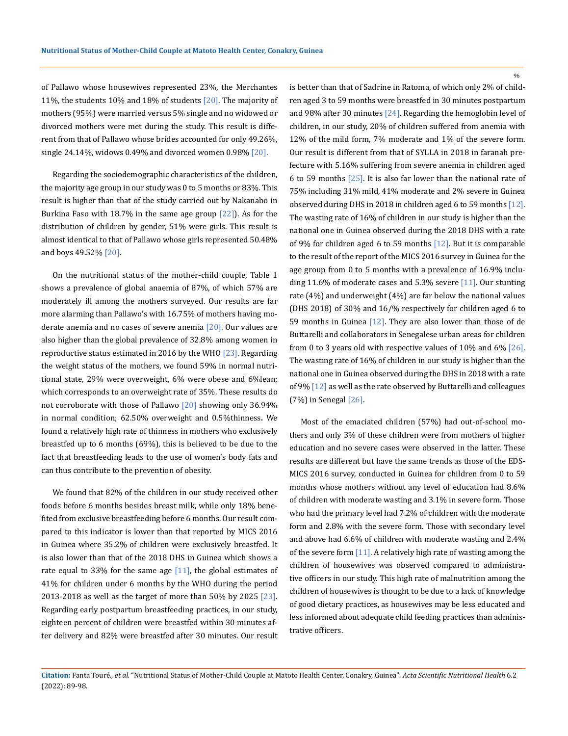of Pallawo whose housewives represented 23%, the Merchantes 11%, the students 10% and 18% of students [20]. The majority of mothers (95%) were married versus 5% single and no widowed or divorced mothers were met during the study. This result is different from that of Pallawo whose brides accounted for only 49.26%, single 24.14%, widows 0.49% and divorced women 0.98% [20].

Regarding the sociodemographic characteristics of the children, the majority age group in our study was 0 to 5 months or 83%. This result is higher than that of the study carried out by Nakanabo in Burkina Faso with 18.7% in the same age group [22]). As for the distribution of children by gender, 51% were girls. This result is almost identical to that of Pallawo whose girls represented 50.48% and boys 49.52% [20].

On the nutritional status of the mother-child couple, Table 1 shows a prevalence of global anaemia of 87%, of which 57% are moderately ill among the mothers surveyed. Our results are far more alarming than Pallawo's with 16.75% of mothers having moderate anemia and no cases of severe anemia [20]. Our values are also higher than the global prevalence of 32.8% among women in reproductive status estimated in 2016 by the WHO [23]. Regarding the weight status of the mothers, we found 59% in normal nutritional state, 29% were overweight, 6% were obese and 6%lean; which corresponds to an overweight rate of 35%. These results do not corroborate with those of Pallawo [20] showing only 36.94% in normal condition; 62.50% overweight and 0.5%thinness**.** We found a relatively high rate of thinness in mothers who exclusively breastfed up to 6 months (69%), this is believed to be due to the fact that breastfeeding leads to the use of women's body fats and can thus contribute to the prevention of obesity.

We found that 82% of the children in our study received other foods before 6 months besides breast milk, while only 18% benefited from exclusive breastfeeding before 6 months. Our result compared to this indicator is lower than that reported by MICS 2016 in Guinea where 35.2% of children were exclusively breastfed. It is also lower than that of the 2018 DHS in Guinea which shows a rate equal to 33% for the same age [11], the global estimates of 41% for children under 6 months by the WHO during the period 2013-2018 as well as the target of more than 50% by 2025 [23]. Regarding early postpartum breastfeeding practices, in our study, eighteen percent of children were breastfed within 30 minutes after delivery and 82% were breastfed after 30 minutes. Our result is better than that of Sadrine in Ratoma, of which only 2% of children aged 3 to 59 months were breastfed in 30 minutes postpartum and 98% after 30 minutes [24]. Regarding the hemoglobin level of children, in our study, 20% of children suffered from anemia with 12% of the mild form, 7% moderate and 1% of the severe form. Our result is different from that of SYLLA in 2018 in faranah prefecture with 5.16% suffering from severe anemia in children aged 6 to 59 months [25]. It is also far lower than the national rate of 75% including 31% mild, 41% moderate and 2% severe in Guinea observed during DHS in 2018 in children aged 6 to 59 months [12]. The wasting rate of 16% of children in our study is higher than the national one in Guinea observed during the 2018 DHS with a rate of 9% for children aged 6 to 59 months [12]. But it is comparable to the result of the report of the MICS 2016 survey in Guinea for the age group from 0 to 5 months with a prevalence of 16.9% including 11.6% of moderate cases and 5.3% severe [11]. Our stunting rate (4%) and underweight (4%) are far below the national values (DHS 2018) of 30% and 16/% respectively for children aged 6 to 59 months in Guinea [12]. They are also lower than those of de Buttarelli and collaborators in Senegalese urban areas for children from 0 to 3 years old with respective values of 10% and 6% [26]. The wasting rate of 16% of children in our study is higher than the national one in Guinea observed during the DHS in 2018 with a rate of 9% [12] as well as the rate observed by Buttarelli and colleagues (7%) in Senegal [26].

Most of the emaciated children (57%) had out-of-school mothers and only 3% of these children were from mothers of higher education and no severe cases were observed in the latter. These results are different but have the same trends as those of the EDS-MICS 2016 survey, conducted in Guinea for children from 0 to 59 months whose mothers without any level of education had 8.6% of children with moderate wasting and 3.1% in severe form. Those who had the primary level had 7.2% of children with the moderate form and 2.8% with the severe form. Those with secondary level and above had 6.6% of children with moderate wasting and 2.4% of the severe form [11]. A relatively high rate of wasting among the children of housewives was observed compared to administrative officers in our study. This high rate of malnutrition among the children of housewives is thought to be due to a lack of knowledge of good dietary practices, as housewives may be less educated and less informed about adequate child feeding practices than administrative officers.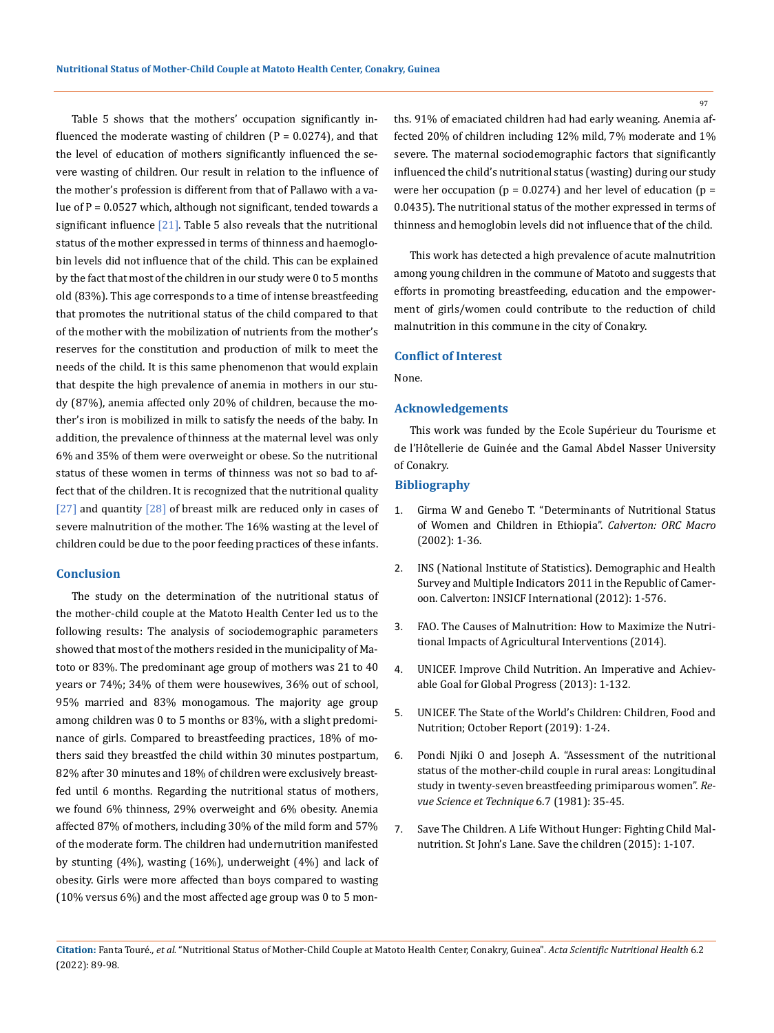Table 5 shows that the mothers' occupation significantly influenced the moderate wasting of children (P = 0.0274), and that the level of education of mothers significantly influenced the severe wasting of children. Our result in relation to the influence of the mother's profession is different from that of Pallawo with a value of P = 0.0527 which, although not significant, tended towards a significant influence [21]. Table 5 also reveals that the nutritional status of the mother expressed in terms of thinness and haemoglobin levels did not influence that of the child. This can be explained by the fact that most of the children in our study were 0 to 5 months old (83%). This age corresponds to a time of intense breastfeeding that promotes the nutritional status of the child compared to that of the mother with the mobilization of nutrients from the mother's reserves for the constitution and production of milk to meet the needs of the child. It is this same phenomenon that would explain that despite the high prevalence of anemia in mothers in our study (87%), anemia affected only 20% of children, because the mother's iron is mobilized in milk to satisfy the needs of the baby. In addition, the prevalence of thinness at the maternal level was only 6% and 35% of them were overweight or obese. So the nutritional status of these women in terms of thinness was not so bad to affect that of the children. It is recognized that the nutritional quality [27] and quantity [28] of breast milk are reduced only in cases of severe malnutrition of the mother. The 16% wasting at the level of children could be due to the poor feeding practices of these infants.

## Conclusion

The study on the determination of the nutritional status of the mother-child couple at the Matoto Health Center led us to the following results: The analysis of sociodemographic parameters showed that most of the mothers resided in the municipality of Matoto or 83%. The predominant age group of mothers was 21 to 40 years or 74%; 34% of them were housewives, 36% out of school, 95% married and 83% monogamous. The majority age group among children was 0 to 5 months or 83%, with a slight predominance of girls. Compared to breastfeeding practices, 18% of mothers said they breastfed the child within 30 minutes postpartum, 82% after 30 minutes and 18% of children were exclusively breastfed until 6 months. Regarding the nutritional status of mothers, we found 6% thinness, 29% overweight and 6% obesity. Anemia affected 87% of mothers, including 30% of the mild form and 57% of the moderate form. The children had undernutrition manifested by stunting (4%), wasting (16%), underweight (4%) and lack of obesity. Girls were more affected than boys compared to wasting (10% versus 6%) and the most affected age group was 0 to 5 months. 91% of emaciated children had had early weaning. Anemia affected 20% of children including 12% mild, 7% moderate and 1% severe. The maternal sociodemographic factors that significantly influenced the child's nutritional status (wasting) during our study were her occupation (p = 0.0274) and her level of education (p = 0.0435). The nutritional status of the mother expressed in terms of thinness and hemoglobin levels did not influence that of the child.

This work has detected a high prevalence of acute malnutrition among young children in the commune of Matoto and suggests that efforts in promoting breastfeeding, education and the empowerment of girls/women could contribute to the reduction of child malnutrition in this commune in the city of Conakry.

## Conflict of Interest

None.

## Acknowledgements

This work was funded by the Ecole Supérieur du Tourisme et de l'Hôtellerie de Guinée and the Gamal Abdel Nasser University of Conakry.

## Bibliography

1. Girma W and Genebo T. "Determinants of Nutritional Status of Women and Children in Ethiopia". *Calverton: ORC Macro* (2002): 1-36.
2. INS (National Institute of Statistics). Demographic and Health Survey and Multiple Indicators 2011 in the Republic of Cameroon. Calverton: INSICF International (2012): 1-576.
3. FAO. The Causes of Malnutrition: How to Maximize the Nutritional Impacts of Agricultural Interventions (2014).
4. UNICEF. Improve Child Nutrition. An Imperative and Achievable Goal for Global Progress (2013): 1-132.
5. UNICEF. The State of the World's Children: Children, Food and Nutrition; October Report (2019): 1-24.
6. Pondi Njiki O and Joseph A. "Assessment of the nutritional status of the mother-child couple in rural areas: Longitudinal study in twenty-seven breastfeeding primiparous women". *Revue Science et Technique* 6.7 (1981): 35-45.
7. Save The Children. A Life Without Hunger: Fighting Child Malnutrition. St John's Lane. Save the children (2015): 1-107.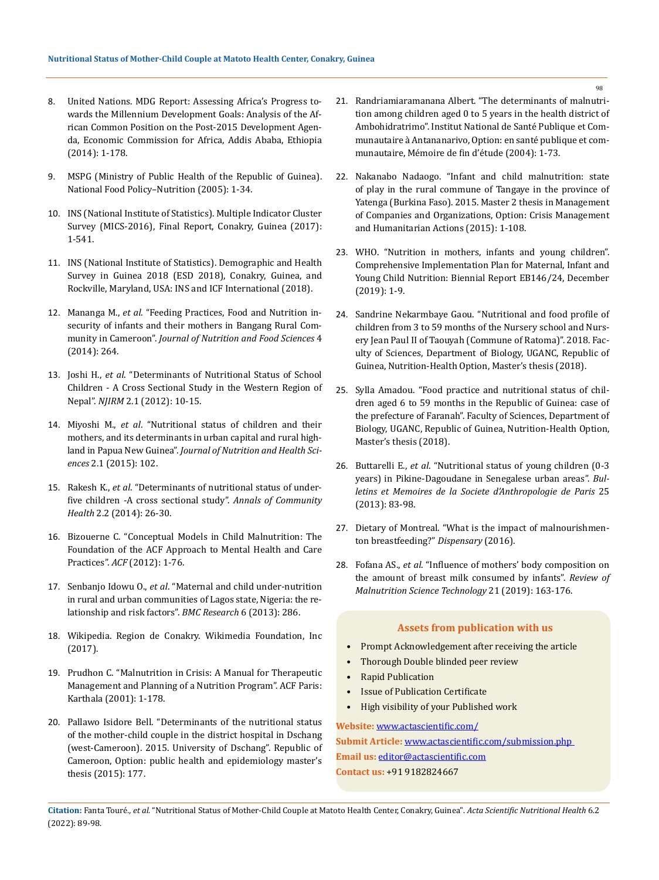8. United Nations. MDG Report: Assessing Africa's Progress towards the Millennium Development Goals: Analysis of the African Common Position on the Post-2015 Development Agenda, Economic Commission for Africa, Addis Ababa, Ethiopia (2014): 1-178.

9. MSPG (Ministry of Public Health of the Republic of Guinea). National Food Policy–Nutrition (2005): 1-34.

10. INS (National Institute of Statistics). Multiple Indicator Cluster Survey (MICS-2016), Final Report, Conakry, Guinea (2017): 1-541.

11. INS (National Institute of Statistics). Demographic and Health Survey in Guinea 2018 (ESD 2018), Conakry, Guinea, and Rockville, Maryland, USA: INS and ICF International (2018).

12. Mananga M., *et al*. "Feeding Practices, Food and Nutrition insecurity of infants and their mothers in Bangang Rural Community in Cameroon". *Journal of Nutrition and Food Sciences* 4 (2014): 264.

13. Joshi H., *et al*. "Determinants of Nutritional Status of School Children - A Cross Sectional Study in the Western Region of Nepal". *NJIRM* 2.1 (2012): 10-15.

14. Miyoshi M., *et al*. "Nutritional status of children and their mothers, and its determinants in urban capital and rural highland in Papua New Guinea". *Journal of Nutrition and Health Sciences* 2.1 (2015): 102.

15. Rakesh K., *et al*. "Determinants of nutritional status of under-five children -A cross sectional study". *Annals of Community Health* 2.2 (2014): 26-30.

16. Bizouerne C. "Conceptual Models in Child Malnutrition: The Foundation of the ACF Approach to Mental Health and Care Practices". *ACF* (2012): 1-76.

17. Senbanjo Idowu O., *et al*. "Maternal and child under-nutrition in rural and urban communities of Lagos state, Nigeria: the relationship and risk factors". *BMC Research* 6 (2013): 286.

18. Wikipedia. Region de Conakry. Wikimedia Foundation, Inc (2017).

19. Prudhon C. "Malnutrition in Crisis: A Manual for Therapeutic Management and Planning of a Nutrition Program". ACF Paris: Karthala (2001): 1-178.

20. Pallawo Isidore Bell. "Determinants of the nutritional status of the mother-child couple in the district hospital in Dschang (west-Cameroon). 2015. University of Dschang". Republic of Cameroon, Option: public health and epidemiology master's thesis (2015): 177.

21. Randriamiaramanana Albert. "The determinants of malnutrition among children aged 0 to 5 years in the health district of Ambohidratrimo". Institut National de Santé Publique et Communautaire à Antananarivo, Option: en santé publique et communautaire, Mémoire de fin d'étude (2004): 1-73.

22. Nakanabo Nadaogo. "Infant and child malnutrition: state of play in the rural commune of Tangaye in the province of Yatenga (Burkina Faso). 2015. Master 2 thesis in Management of Companies and Organizations, Option: Crisis Management and Humanitarian Actions (2015): 1-108.

23. WHO. "Nutrition in mothers, infants and young children". Comprehensive Implementation Plan for Maternal, Infant and Young Child Nutrition: Biennial Report EB146/24, December (2019): 1-9.

24. Sandrine Nekarmbaye Gaou. "Nutritional and food profile of children from 3 to 59 months of the Nursery school and Nursery Jean Paul II of Taouyah (Commune of Ratoma)". 2018. Faculty of Sciences, Department of Biology, UGANC, Republic of Guinea, Nutrition-Health Option, Master's thesis (2018).

25. Sylla Amadou. "Food practice and nutritional status of children aged 6 to 59 months in the Republic of Guinea: case of the prefecture of Faranah". Faculty of Sciences, Department of Biology, UGANC, Republic of Guinea, Nutrition-Health Option, Master's thesis (2018).

26. Buttarelli E., *et al*. "Nutritional status of young children (0-3 years) in Pikine-Dagoudane in Senegalese urban areas". *Bulletins et Memoires de la Societe d'Anthropologie de Paris* 25 (2013): 83-98.

27. Dietary of Montreal. "What is the impact of malnourishmenton breastfeeding?" *Dispensary* (2016).

28. Fofana AS., *et al*. "Influence of mothers' body composition on the amount of breast milk consumed by infants". *Review of Malnutrition Science Technology* 21 (2019): 163-176.

**Assets from publication with us**

- Prompt Acknowledgement after receiving the article
- Thorough Double blinded peer review
- Rapid Publication
- Issue of Publication Certificate
- High visibility of your Published work

**Website:** www.actascientific.com/
**Submit Article:** www.actascientific.com/submission.php
**Email us:** editor@actascientific.com
**Contact us:** +91 9182824667